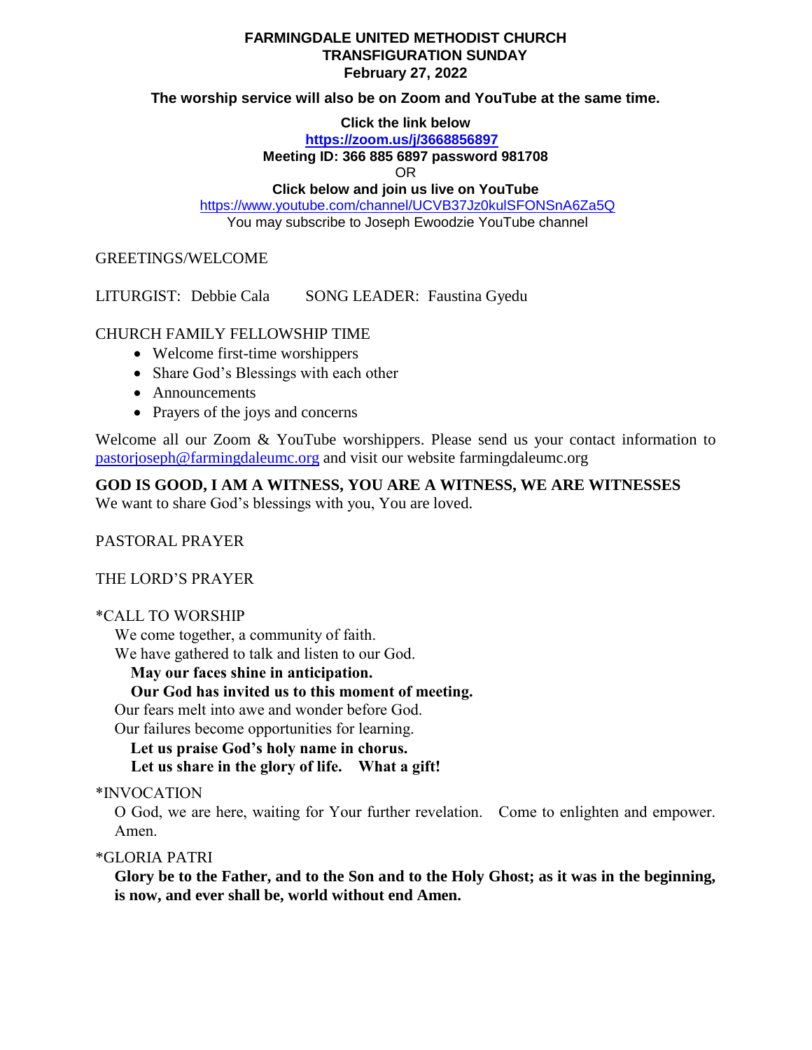**FARMINGDALE UNITED METHODIST CHURCH**
**TRANSFIGURATION SUNDAY**
**February 27, 2022**

**The worship service will also be on Zoom and YouTube at the same time.**

**Click the link below**
**https://zoom.us/j/3668856897**
**Meeting ID: 366 885 6897 password 981708**
OR
**Click below and join us live on YouTube**
https://www.youtube.com/channel/UCVB37Jz0kulSFONSnA6Za5Q
You may subscribe to Joseph Ewoodzie YouTube channel

GREETINGS/WELCOME

LITURGIST: Debbie Cala SONG LEADER: Faustina Gyedu

CHURCH FAMILY FELLOWSHIP TIME

- Welcome first-time worshippers
- Share God's Blessings with each other
- Announcements
- Prayers of the joys and concerns

Welcome all our Zoom & YouTube worshippers. Please send us your contact information to pastorjoseph@farmingdaleumc.org and visit our website farmingdaleumc.org

**GOD IS GOOD, I AM A WITNESS, YOU ARE A WITNESS, WE ARE WITNESSES**
We want to share God's blessings with you, You are loved.

PASTORAL PRAYER

THE LORD'S PRAYER

*CALL TO WORSHIP

We come together, a community of faith.
We have gathered to talk and listen to our God.
**May our faces shine in anticipation.**
**Our God has invited us to this moment of meeting.**
Our fears melt into awe and wonder before God.
Our failures become opportunities for learning.
**Let us praise God's holy name in chorus.**
**Let us share in the glory of life. What a gift!**

*INVOCATION

O God, we are here, waiting for Your further revelation. Come to enlighten and empower. Amen.

*GLORIA PATRI

**Glory be to the Father, and to the Son and to the Holy Ghost; as it was in the beginning, is now, and ever shall be, world without end Amen.**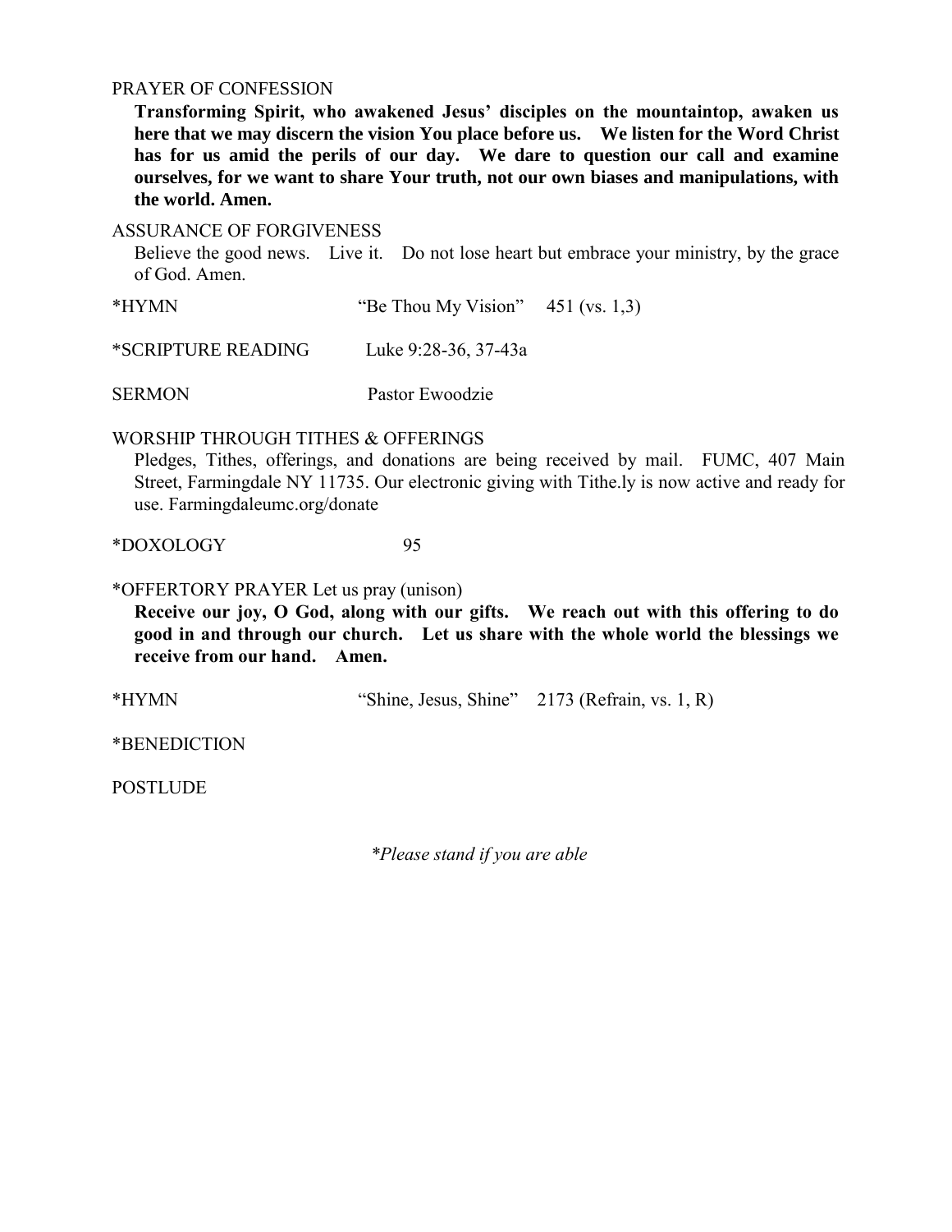PRAYER OF CONFESSION

**Transforming Spirit, who awakened Jesus' disciples on the mountaintop, awaken us here that we may discern the vision You place before us. We listen for the Word Christ has for us amid the perils of our day. We dare to question our call and examine ourselves, for we want to share Your truth, not our own biases and manipulations, with the world. Amen.**

ASSURANCE OF FORGIVENESS

Believe the good news. Live it. Do not lose heart but embrace your ministry, by the grace of God. Amen.

*HYMN "Be Thou My Vision" 451 (vs. 1,3)

*SCRIPTURE READING Luke 9:28-36, 37-43a

SERMON Pastor Ewoodzie

WORSHIP THROUGH TITHES & OFFERINGS

Pledges, Tithes, offerings, and donations are being received by mail. FUMC, 407 Main Street, Farmingdale NY 11735. Our electronic giving with Tithe.ly is now active and ready for use. Farmingdaleumc.org/donate

*DOXOLOGY 95

*OFFERTORY PRAYER Let us pray (unison)

**Receive our joy, O God, along with our gifts. We reach out with this offering to do good in and through our church. Let us share with the whole world the blessings we receive from our hand. Amen.**

*HYMN "Shine, Jesus, Shine" 2173 (Refrain, vs. 1, R)

*BENEDICTION

POSTLUDE

*\*Please stand if you are able*